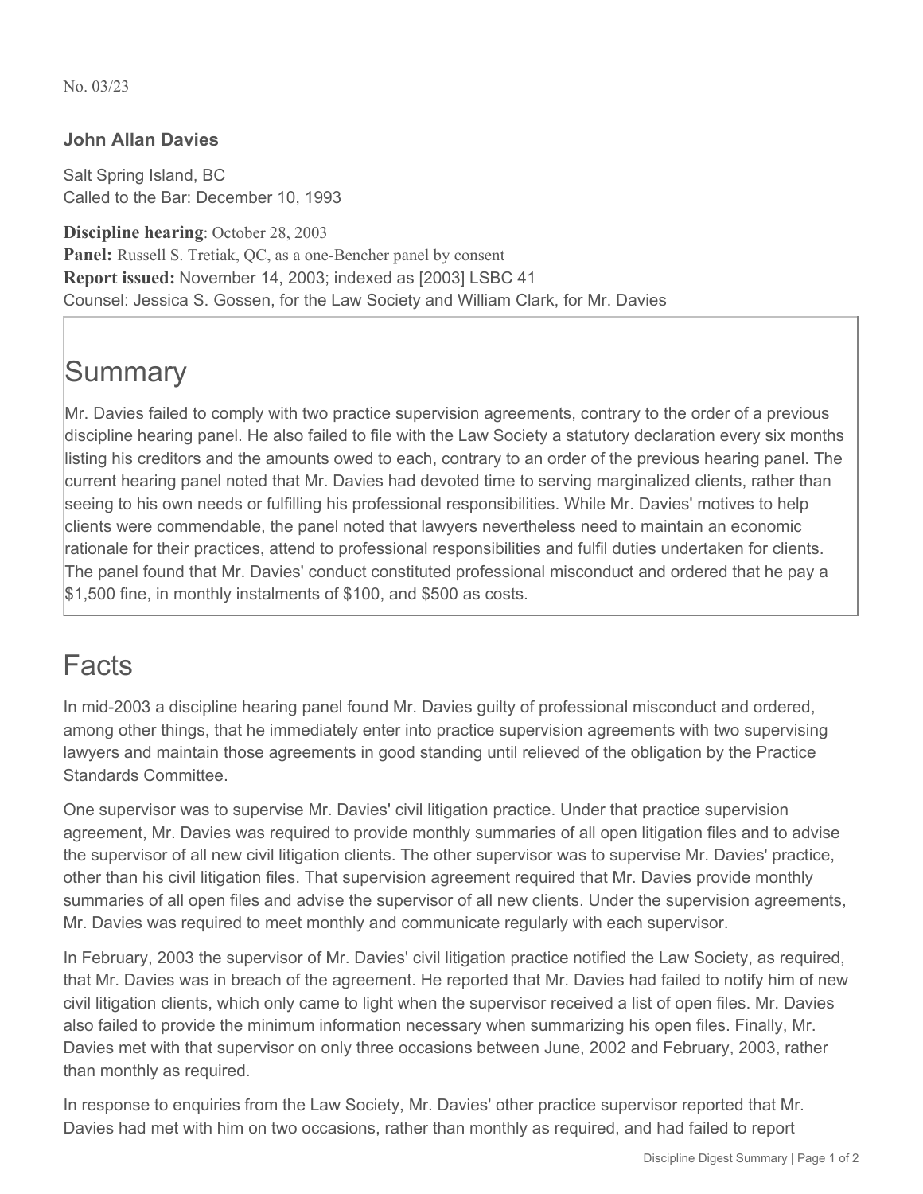No. 03/23

### John Allan Davies

Salt Spring Island, BC
Called to the Bar: December 10, 1993

**Discipline hearing**: October 28, 2003
**Panel:** Russell S. Tretiak, QC, as a one-Bencher panel by consent
**Report issued:** November 14, 2003; indexed as [2003] LSBC 41
Counsel: Jessica S. Gossen, for the Law Society and William Clark, for Mr. Davies

## Summary

Mr. Davies failed to comply with two practice supervision agreements, contrary to the order of a previous discipline hearing panel. He also failed to file with the Law Society a statutory declaration every six months listing his creditors and the amounts owed to each, contrary to an order of the previous hearing panel. The current hearing panel noted that Mr. Davies had devoted time to serving marginalized clients, rather than seeing to his own needs or fulfilling his professional responsibilities. While Mr. Davies' motives to help clients were commendable, the panel noted that lawyers nevertheless need to maintain an economic rationale for their practices, attend to professional responsibilities and fulfil duties undertaken for clients. The panel found that Mr. Davies' conduct constituted professional misconduct and ordered that he pay a $1,500 fine, in monthly instalments of $100, and $500 as costs.

## Facts

In mid-2003 a discipline hearing panel found Mr. Davies guilty of professional misconduct and ordered, among other things, that he immediately enter into practice supervision agreements with two supervising lawyers and maintain those agreements in good standing until relieved of the obligation by the Practice Standards Committee.

One supervisor was to supervise Mr. Davies' civil litigation practice. Under that practice supervision agreement, Mr. Davies was required to provide monthly summaries of all open litigation files and to advise the supervisor of all new civil litigation clients. The other supervisor was to supervise Mr. Davies' practice, other than his civil litigation files. That supervision agreement required that Mr. Davies provide monthly summaries of all open files and advise the supervisor of all new clients. Under the supervision agreements, Mr. Davies was required to meet monthly and communicate regularly with each supervisor.

In February, 2003 the supervisor of Mr. Davies' civil litigation practice notified the Law Society, as required, that Mr. Davies was in breach of the agreement. He reported that Mr. Davies had failed to notify him of new civil litigation clients, which only came to light when the supervisor received a list of open files. Mr. Davies also failed to provide the minimum information necessary when summarizing his open files. Finally, Mr. Davies met with that supervisor on only three occasions between June, 2002 and February, 2003, rather than monthly as required.

In response to enquiries from the Law Society, Mr. Davies' other practice supervisor reported that Mr. Davies had met with him on two occasions, rather than monthly as required, and had failed to report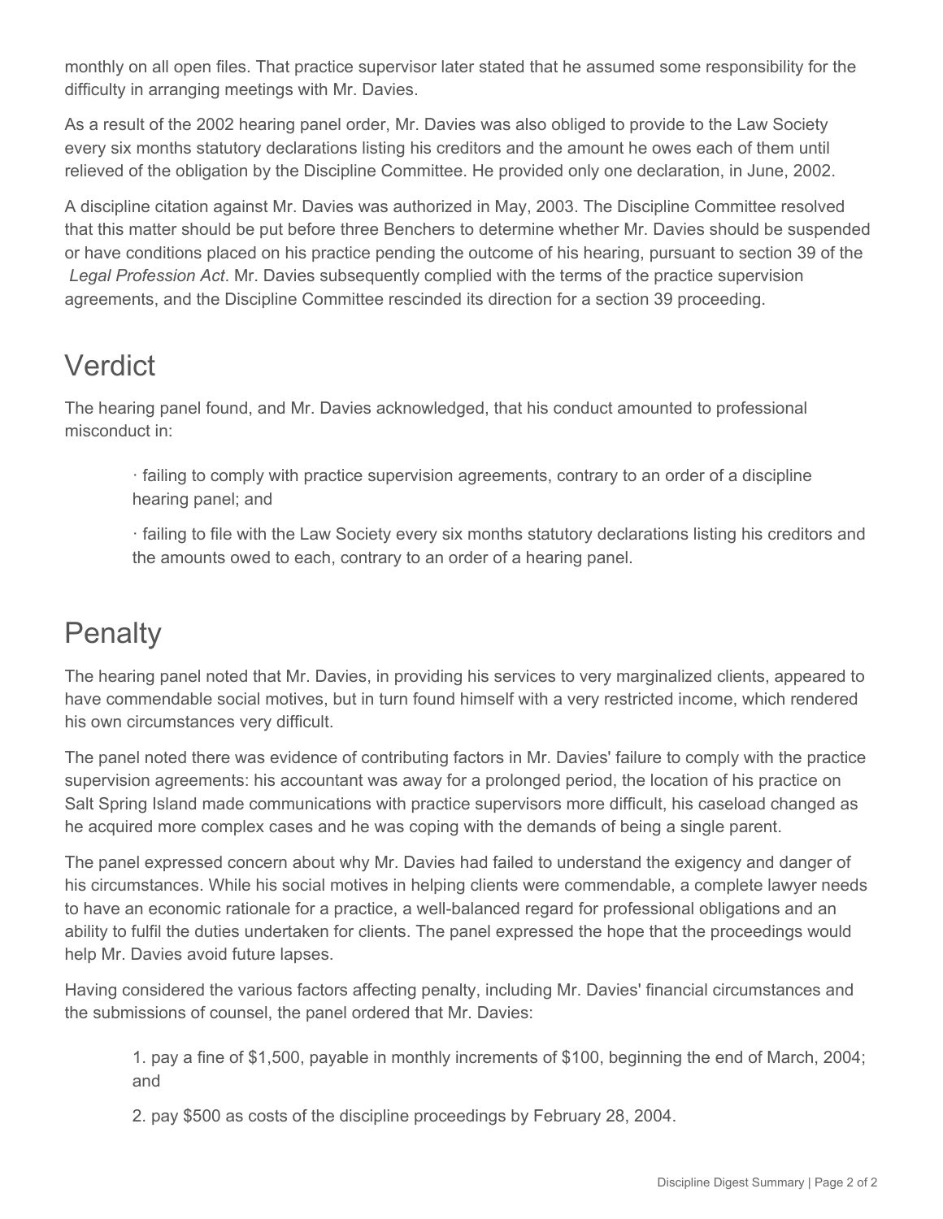monthly on all open files. That practice supervisor later stated that he assumed some responsibility for the difficulty in arranging meetings with Mr. Davies.

As a result of the 2002 hearing panel order, Mr. Davies was also obliged to provide to the Law Society every six months statutory declarations listing his creditors and the amount he owes each of them until relieved of the obligation by the Discipline Committee. He provided only one declaration, in June, 2002.

A discipline citation against Mr. Davies was authorized in May, 2003. The Discipline Committee resolved that this matter should be put before three Benchers to determine whether Mr. Davies should be suspended or have conditions placed on his practice pending the outcome of his hearing, pursuant to section 39 of the *Legal Profession Act*. Mr. Davies subsequently complied with the terms of the practice supervision agreements, and the Discipline Committee rescinded its direction for a section 39 proceeding.

## Verdict

The hearing panel found, and Mr. Davies acknowledged, that his conduct amounted to professional misconduct in:

- failing to comply with practice supervision agreements, contrary to an order of a discipline hearing panel; and
- failing to file with the Law Society every six months statutory declarations listing his creditors and the amounts owed to each, contrary to an order of a hearing panel.

## Penalty

The hearing panel noted that Mr. Davies, in providing his services to very marginalized clients, appeared to have commendable social motives, but in turn found himself with a very restricted income, which rendered his own circumstances very difficult.

The panel noted there was evidence of contributing factors in Mr. Davies' failure to comply with the practice supervision agreements: his accountant was away for a prolonged period, the location of his practice on Salt Spring Island made communications with practice supervisors more difficult, his caseload changed as he acquired more complex cases and he was coping with the demands of being a single parent.

The panel expressed concern about why Mr. Davies had failed to understand the exigency and danger of his circumstances. While his social motives in helping clients were commendable, a complete lawyer needs to have an economic rationale for a practice, a well-balanced regard for professional obligations and an ability to fulfil the duties undertaken for clients. The panel expressed the hope that the proceedings would help Mr. Davies avoid future lapses.

Having considered the various factors affecting penalty, including Mr. Davies' financial circumstances and the submissions of counsel, the panel ordered that Mr. Davies:

1. pay a fine of $1,500, payable in monthly increments of $100, beginning the end of March, 2004; and
2. pay $500 as costs of the discipline proceedings by February 28, 2004.